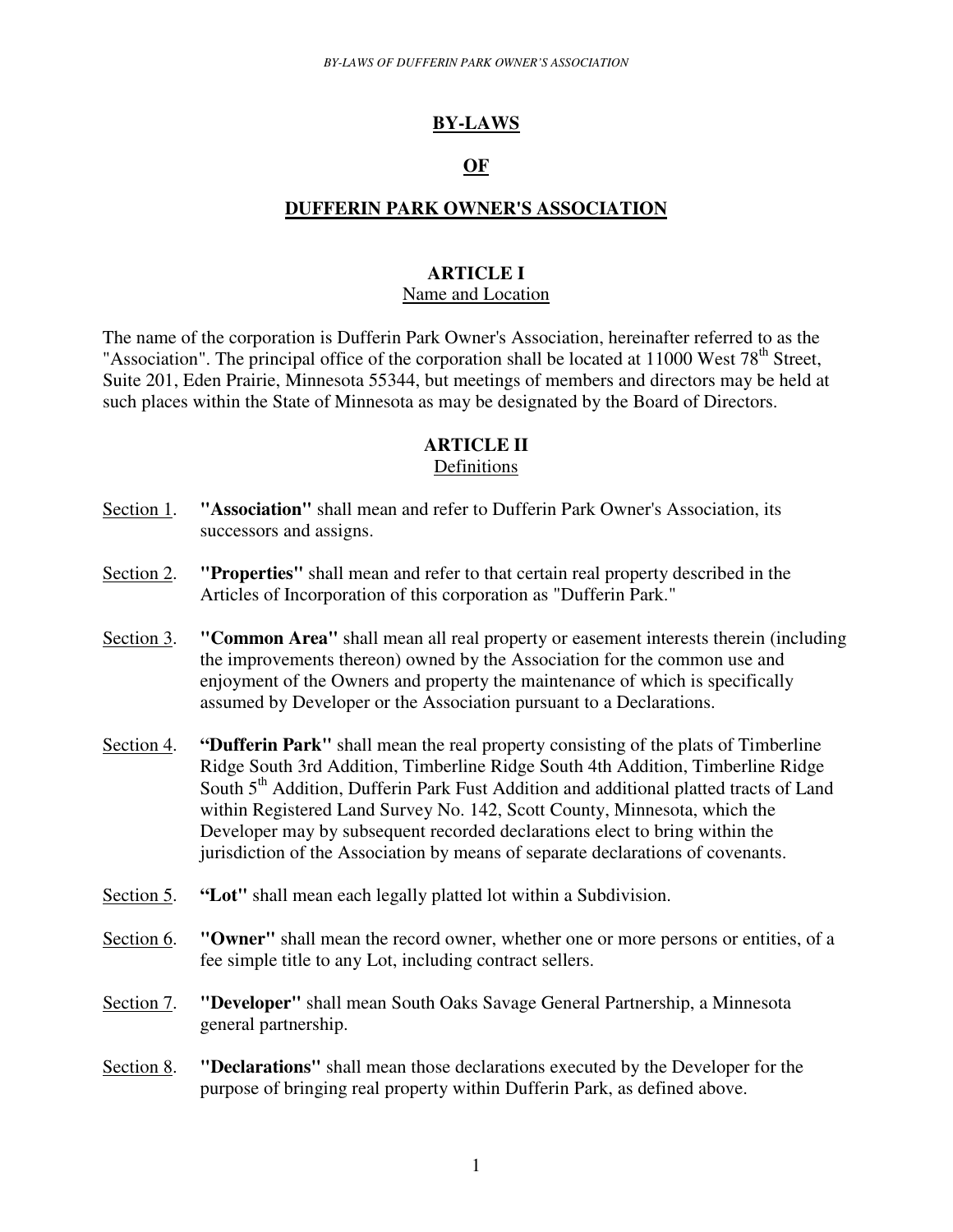# BY-LAWS

# OF

# DUFFERIN PARK OWNER'S ASSOCIATION

## ARTICLE I
Name and Location

The name of the corporation is Dufferin Park Owner's Association, hereinafter referred to as the "Association". The principal office of the corporation shall be located at 11000 West 78th Street, Suite 201, Eden Prairie, Minnesota 55344, but meetings of members and directors may be held at such places within the State of Minnesota as may be designated by the Board of Directors.

## ARTICLE II
Definitions

Section 1. **"Association"** shall mean and refer to Dufferin Park Owner's Association, its successors and assigns.

Section 2. **"Properties"** shall mean and refer to that certain real property described in the Articles of Incorporation of this corporation as "Dufferin Park."

Section 3. **"Common Area"** shall mean all real property or easement interests therein (including the improvements thereon) owned by the Association for the common use and enjoyment of the Owners and property the maintenance of which is specifically assumed by Developer or the Association pursuant to a Declarations.

Section 4. **"Dufferin Park"** shall mean the real property consisting of the plats of Timberline Ridge South 3rd Addition, Timberline Ridge South 4th Addition, Timberline Ridge South 5th Addition, Dufferin Park Fust Addition and additional platted tracts of Land within Registered Land Survey No. 142, Scott County, Minnesota, which the Developer may by subsequent recorded declarations elect to bring within the jurisdiction of the Association by means of separate declarations of covenants.

Section 5. **"Lot"** shall mean each legally platted lot within a Subdivision.

Section 6. **"Owner"** shall mean the record owner, whether one or more persons or entities, of a fee simple title to any Lot, including contract sellers.

Section 7. **"Developer"** shall mean South Oaks Savage General Partnership, a Minnesota general partnership.

Section 8. **"Declarations"** shall mean those declarations executed by the Developer for the purpose of bringing real property within Dufferin Park, as defined above.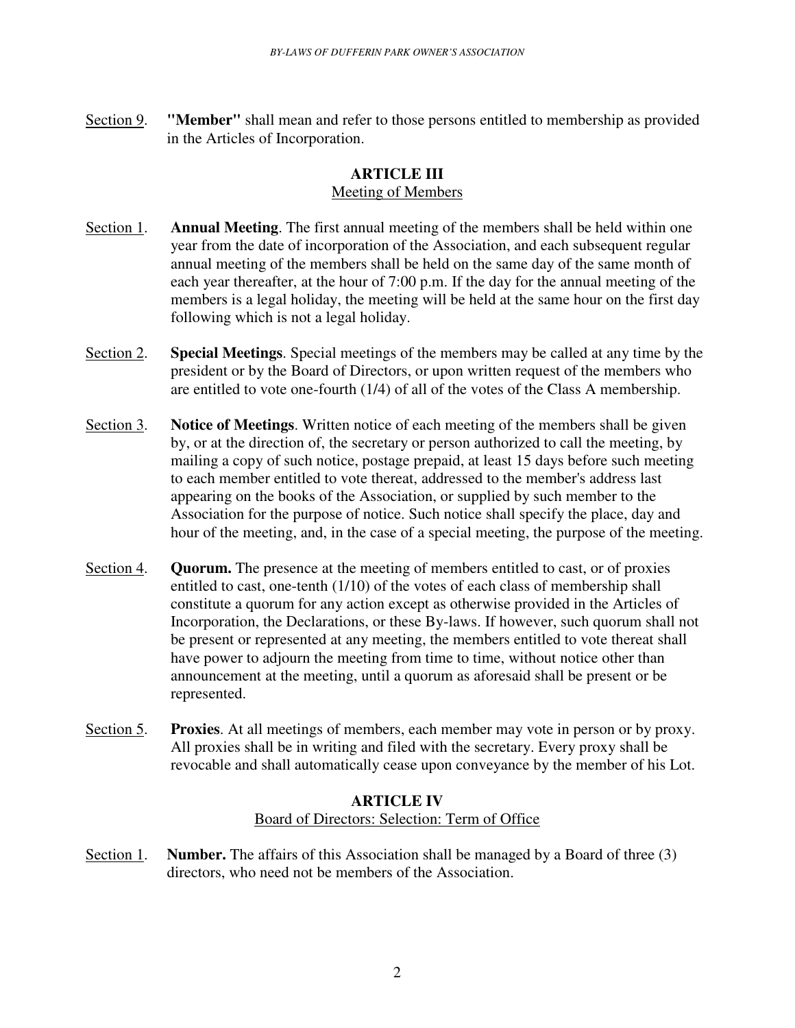Section 9. **"Member"** shall mean and refer to those persons entitled to membership as provided in the Articles of Incorporation.

## ARTICLE III
### Meeting of Members

Section 1. **Annual Meeting**. The first annual meeting of the members shall be held within one year from the date of incorporation of the Association, and each subsequent regular annual meeting of the members shall be held on the same day of the same month of each year thereafter, at the hour of 7:00 p.m. If the day for the annual meeting of the members is a legal holiday, the meeting will be held at the same hour on the first day following which is not a legal holiday.

Section 2. **Special Meetings**. Special meetings of the members may be called at any time by the president or by the Board of Directors, or upon written request of the members who are entitled to vote one-fourth (1/4) of all of the votes of the Class A membership.

Section 3. **Notice of Meetings**. Written notice of each meeting of the members shall be given by, or at the direction of, the secretary or person authorized to call the meeting, by mailing a copy of such notice, postage prepaid, at least 15 days before such meeting to each member entitled to vote thereat, addressed to the member's address last appearing on the books of the Association, or supplied by such member to the Association for the purpose of notice. Such notice shall specify the place, day and hour of the meeting, and, in the case of a special meeting, the purpose of the meeting.

Section 4. **Quorum.** The presence at the meeting of members entitled to cast, or of proxies entitled to cast, one-tenth (1/10) of the votes of each class of membership shall constitute a quorum for any action except as otherwise provided in the Articles of Incorporation, the Declarations, or these By-laws. If however, such quorum shall not be present or represented at any meeting, the members entitled to vote thereat shall have power to adjourn the meeting from time to time, without notice other than announcement at the meeting, until a quorum as aforesaid shall be present or be represented.

Section 5. **Proxies**. At all meetings of members, each member may vote in person or by proxy. All proxies shall be in writing and filed with the secretary. Every proxy shall be revocable and shall automatically cease upon conveyance by the member of his Lot.

## ARTICLE IV
### Board of Directors: Selection: Term of Office

Section 1. **Number.** The affairs of this Association shall be managed by a Board of three (3) directors, who need not be members of the Association.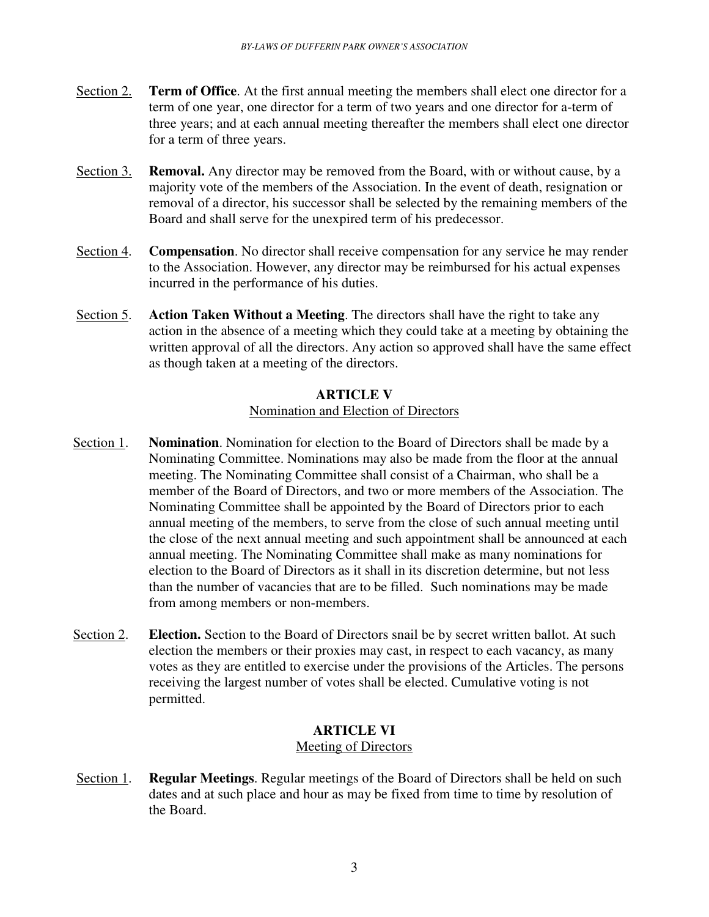Section 2. **Term of Office**. At the first annual meeting the members shall elect one director for a term of one year, one director for a term of two years and one director for a-term of three years; and at each annual meeting thereafter the members shall elect one director for a term of three years.

Section 3. **Removal.** Any director may be removed from the Board, with or without cause, by a majority vote of the members of the Association. In the event of death, resignation or removal of a director, his successor shall be selected by the remaining members of the Board and shall serve for the unexpired term of his predecessor.

Section 4. **Compensation**. No director shall receive compensation for any service he may render to the Association. However, any director may be reimbursed for his actual expenses incurred in the performance of his duties.

Section 5. **Action Taken Without a Meeting**. The directors shall have the right to take any action in the absence of a meeting which they could take at a meeting by obtaining the written approval of all the directors. Any action so approved shall have the same effect as though taken at a meeting of the directors.

## ARTICLE V
### Nomination and Election of Directors

Section 1. **Nomination**. Nomination for election to the Board of Directors shall be made by a Nominating Committee. Nominations may also be made from the floor at the annual meeting. The Nominating Committee shall consist of a Chairman, who shall be a member of the Board of Directors, and two or more members of the Association. The Nominating Committee shall be appointed by the Board of Directors prior to each annual meeting of the members, to serve from the close of such annual meeting until the close of the next annual meeting and such appointment shall be announced at each annual meeting. The Nominating Committee shall make as many nominations for election to the Board of Directors as it shall in its discretion determine, but not less than the number of vacancies that are to be filled. Such nominations may be made from among members or non-members.

Section 2. **Election.** Section to the Board of Directors snail be by secret written ballot. At such election the members or their proxies may cast, in respect to each vacancy, as many votes as they are entitled to exercise under the provisions of the Articles. The persons receiving the largest number of votes shall be elected. Cumulative voting is not permitted.

## ARTICLE VI
### Meeting of Directors

Section 1. **Regular Meetings**. Regular meetings of the Board of Directors shall be held on such dates and at such place and hour as may be fixed from time to time by resolution of the Board.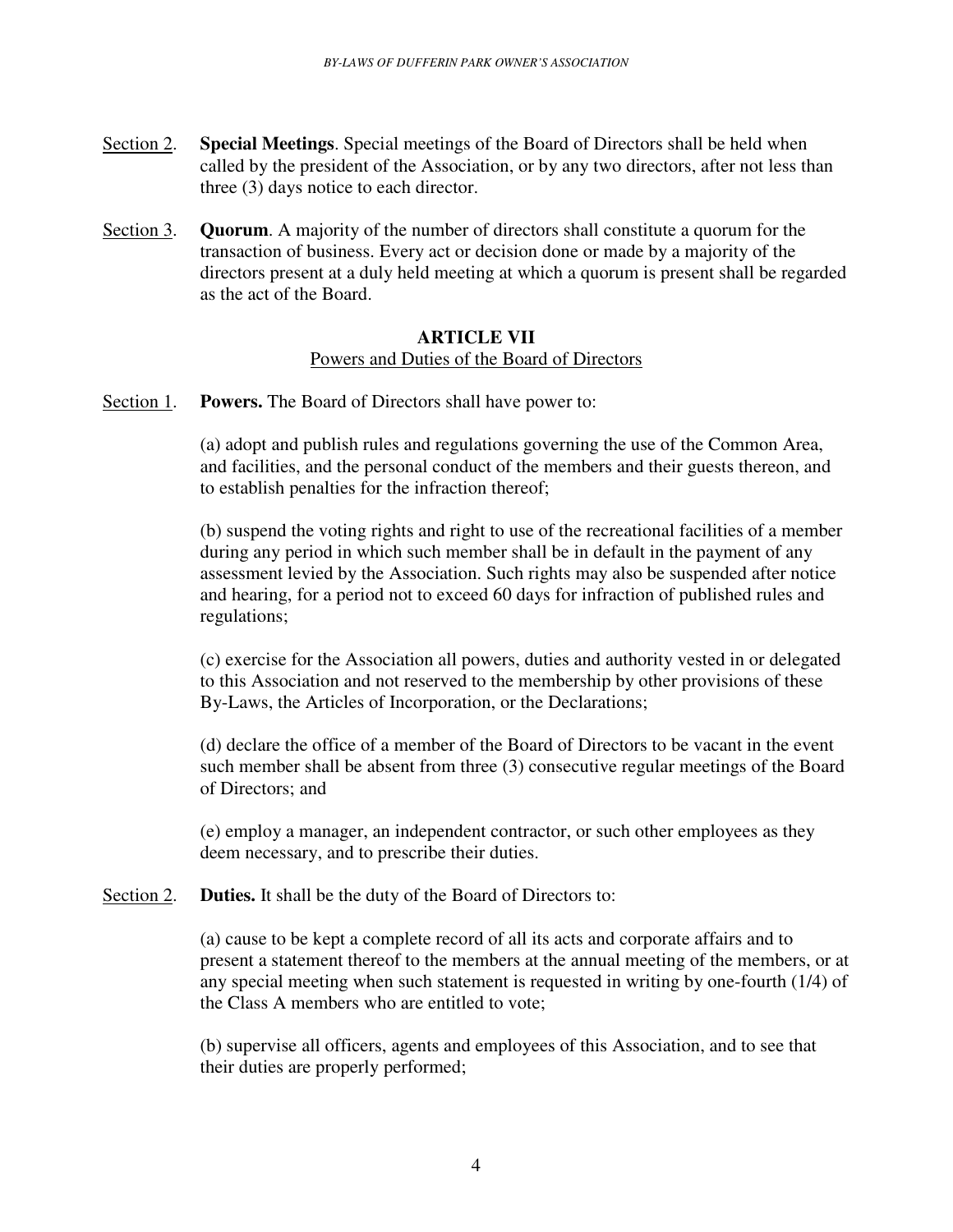<u>Section 2</u>. **Special Meetings**. Special meetings of the Board of Directors shall be held when called by the president of the Association, or by any two directors, after not less than three (3) days notice to each director.

<u>Section 3</u>. **Quorum**. A majority of the number of directors shall constitute a quorum for the transaction of business. Every act or decision done or made by a majority of the directors present at a duly held meeting at which a quorum is present shall be regarded as the act of the Board.

## ARTICLE VII

<u>Powers and Duties of the Board of Directors</u>

<u>Section 1</u>. **Powers.** The Board of Directors shall have power to:

(a) adopt and publish rules and regulations governing the use of the Common Area, and facilities, and the personal conduct of the members and their guests thereon, and to establish penalties for the infraction thereof;

(b) suspend the voting rights and right to use of the recreational facilities of a member during any period in which such member shall be in default in the payment of any assessment levied by the Association. Such rights may also be suspended after notice and hearing, for a period not to exceed 60 days for infraction of published rules and regulations;

(c) exercise for the Association all powers, duties and authority vested in or delegated to this Association and not reserved to the membership by other provisions of these By-Laws, the Articles of Incorporation, or the Declarations;

(d) declare the office of a member of the Board of Directors to be vacant in the event such member shall be absent from three (3) consecutive regular meetings of the Board of Directors; and

(e) employ a manager, an independent contractor, or such other employees as they deem necessary, and to prescribe their duties.

<u>Section 2</u>. **Duties.** It shall be the duty of the Board of Directors to:

(a) cause to be kept a complete record of all its acts and corporate affairs and to present a statement thereof to the members at the annual meeting of the members, or at any special meeting when such statement is requested in writing by one-fourth (1/4) of the Class A members who are entitled to vote;

(b) supervise all officers, agents and employees of this Association, and to see that their duties are properly performed;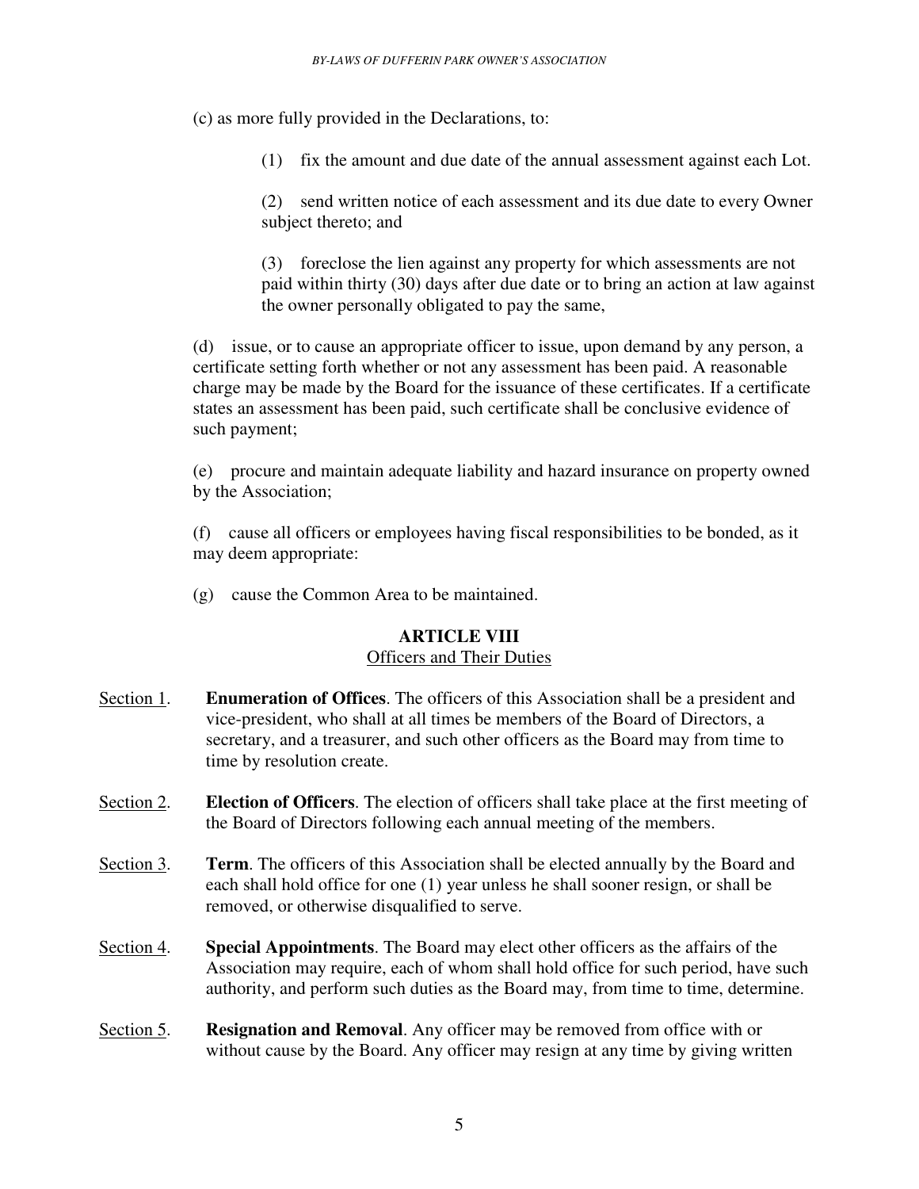(c) as more fully provided in the Declarations, to:

(1) fix the amount and due date of the annual assessment against each Lot.

(2) send written notice of each assessment and its due date to every Owner subject thereto; and

(3) foreclose the lien against any property for which assessments are not paid within thirty (30) days after due date or to bring an action at law against the owner personally obligated to pay the same,

(d) issue, or to cause an appropriate officer to issue, upon demand by any person, a certificate setting forth whether or not any assessment has been paid. A reasonable charge may be made by the Board for the issuance of these certificates. If a certificate states an assessment has been paid, such certificate shall be conclusive evidence of such payment;

(e) procure and maintain adequate liability and hazard insurance on property owned by the Association;

(f) cause all officers or employees having fiscal responsibilities to be bonded, as it may deem appropriate:

(g) cause the Common Area to be maintained.

## ARTICLE VIII
Officers and Their Duties

Section 1. **Enumeration of Offices**. The officers of this Association shall be a president and vice-president, who shall at all times be members of the Board of Directors, a secretary, and a treasurer, and such other officers as the Board may from time to time by resolution create.

Section 2. **Election of Officers**. The election of officers shall take place at the first meeting of the Board of Directors following each annual meeting of the members.

Section 3. **Term**. The officers of this Association shall be elected annually by the Board and each shall hold office for one (1) year unless he shall sooner resign, or shall be removed, or otherwise disqualified to serve.

Section 4. **Special Appointments**. The Board may elect other officers as the affairs of the Association may require, each of whom shall hold office for such period, have such authority, and perform such duties as the Board may, from time to time, determine.

Section 5. **Resignation and Removal**. Any officer may be removed from office with or without cause by the Board. Any officer may resign at any time by giving written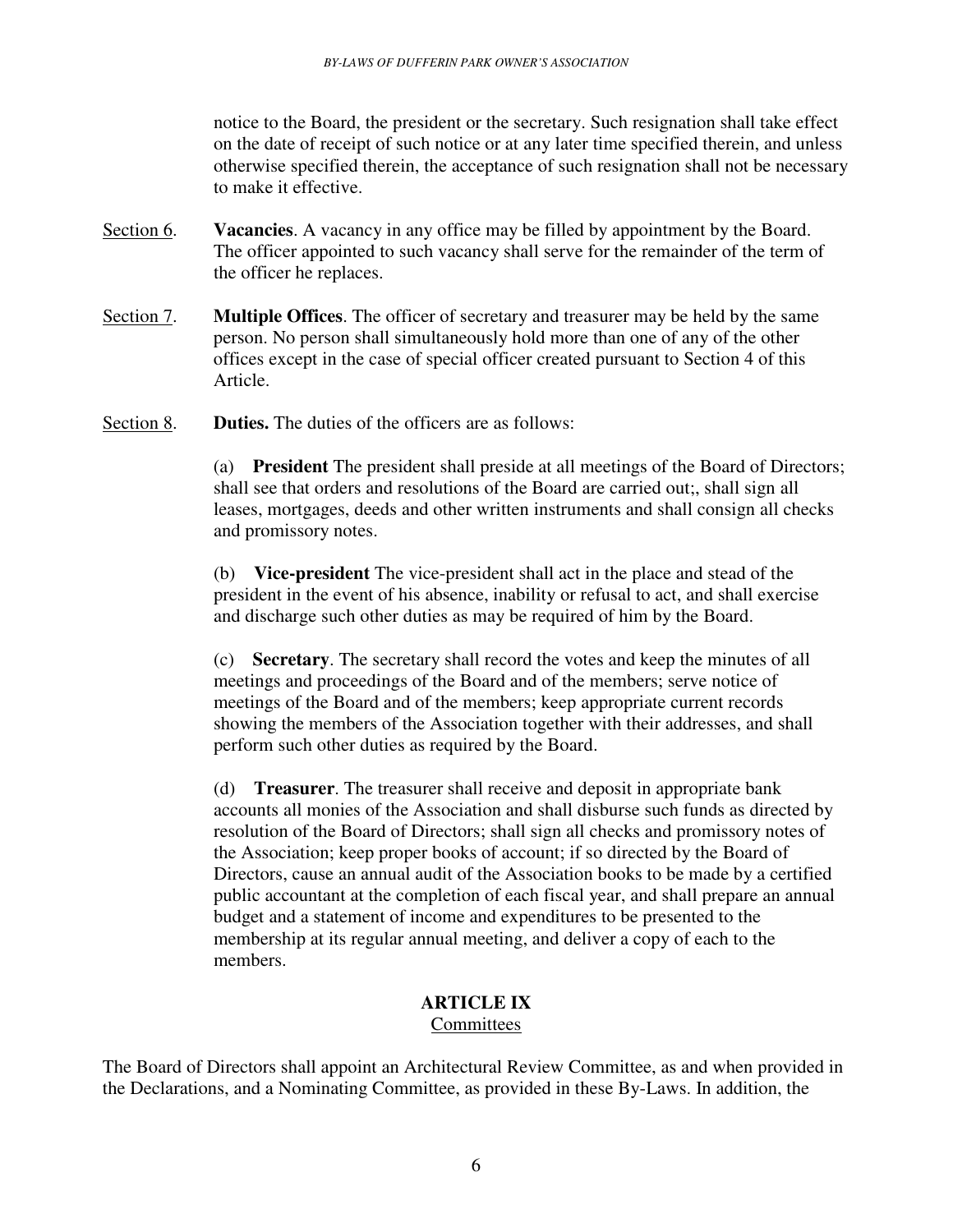notice to the Board, the president or the secretary. Such resignation shall take effect on the date of receipt of such notice or at any later time specified therein, and unless otherwise specified therein, the acceptance of such resignation shall not be necessary to make it effective.

Section 6. **Vacancies**. A vacancy in any office may be filled by appointment by the Board. The officer appointed to such vacancy shall serve for the remainder of the term of the officer he replaces.

Section 7. **Multiple Offices**. The officer of secretary and treasurer may be held by the same person. No person shall simultaneously hold more than one of any of the other offices except in the case of special officer created pursuant to Section 4 of this Article.

Section 8. **Duties.** The duties of the officers are as follows:

(a) **President** The president shall preside at all meetings of the Board of Directors; shall see that orders and resolutions of the Board are carried out;, shall sign all leases, mortgages, deeds and other written instruments and shall consign all checks and promissory notes.

(b) **Vice-president** The vice-president shall act in the place and stead of the president in the event of his absence, inability or refusal to act, and shall exercise and discharge such other duties as may be required of him by the Board.

(c) **Secretary**. The secretary shall record the votes and keep the minutes of all meetings and proceedings of the Board and of the members; serve notice of meetings of the Board and of the members; keep appropriate current records showing the members of the Association together with their addresses, and shall perform such other duties as required by the Board.

(d) **Treasurer**. The treasurer shall receive and deposit in appropriate bank accounts all monies of the Association and shall disburse such funds as directed by resolution of the Board of Directors; shall sign all checks and promissory notes of the Association; keep proper books of account; if so directed by the Board of Directors, cause an annual audit of the Association books to be made by a certified public accountant at the completion of each fiscal year, and shall prepare an annual budget and a statement of income and expenditures to be presented to the membership at its regular annual meeting, and deliver a copy of each to the members.

## ARTICLE IX
### Committees

The Board of Directors shall appoint an Architectural Review Committee, as and when provided in the Declarations, and a Nominating Committee, as provided in these By-Laws. In addition, the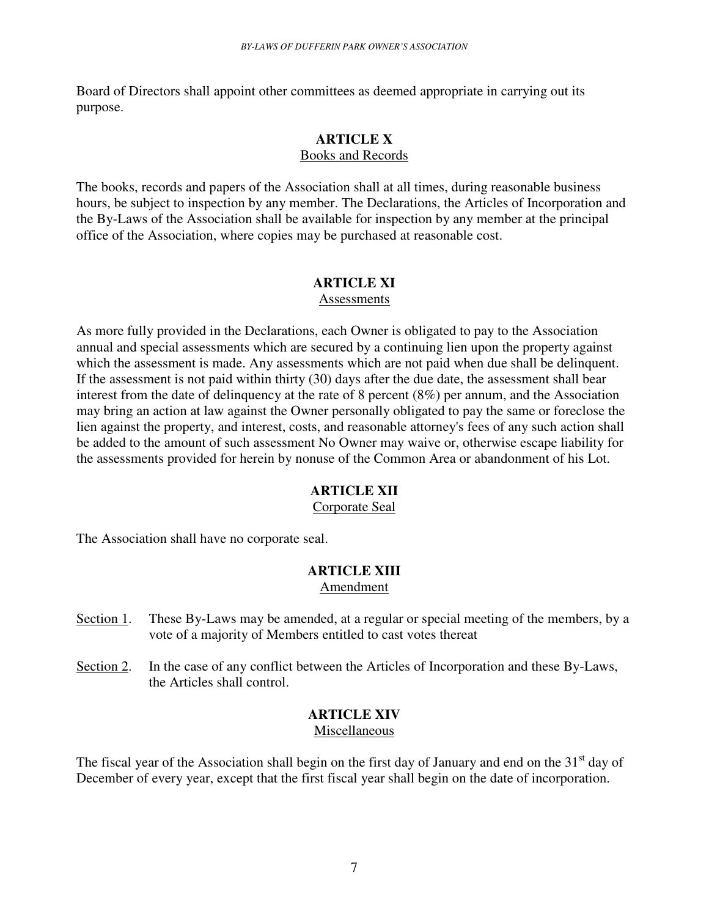Board of Directors shall appoint other committees as deemed appropriate in carrying out its purpose.

## ARTICLE X
Books and Records

The books, records and papers of the Association shall at all times, during reasonable business hours, be subject to inspection by any member. The Declarations, the Articles of Incorporation and the By-Laws of the Association shall be available for inspection by any member at the principal office of the Association, where copies may be purchased at reasonable cost.

## ARTICLE XI
Assessments

As more fully provided in the Declarations, each Owner is obligated to pay to the Association annual and special assessments which are secured by a continuing lien upon the property against which the assessment is made. Any assessments which are not paid when due shall be delinquent. If the assessment is not paid within thirty (30) days after the due date, the assessment shall bear interest from the date of delinquency at the rate of 8 percent (8%) per annum, and the Association may bring an action at law against the Owner personally obligated to pay the same or foreclose the lien against the property, and interest, costs, and reasonable attorney's fees of any such action shall be added to the amount of such assessment No Owner may waive or, otherwise escape liability for the assessments provided for herein by nonuse of the Common Area or abandonment of his Lot.

## ARTICLE XII
Corporate Seal

The Association shall have no corporate seal.

## ARTICLE XIII
Amendment

Section 1. These By-Laws may be amended, at a regular or special meeting of the members, by a vote of a majority of Members entitled to cast votes thereat

Section 2. In the case of any conflict between the Articles of Incorporation and these By-Laws, the Articles shall control.

## ARTICLE XIV
Miscellaneous

The fiscal year of the Association shall begin on the first day of January and end on the 31st day of December of every year, except that the first fiscal year shall begin on the date of incorporation.